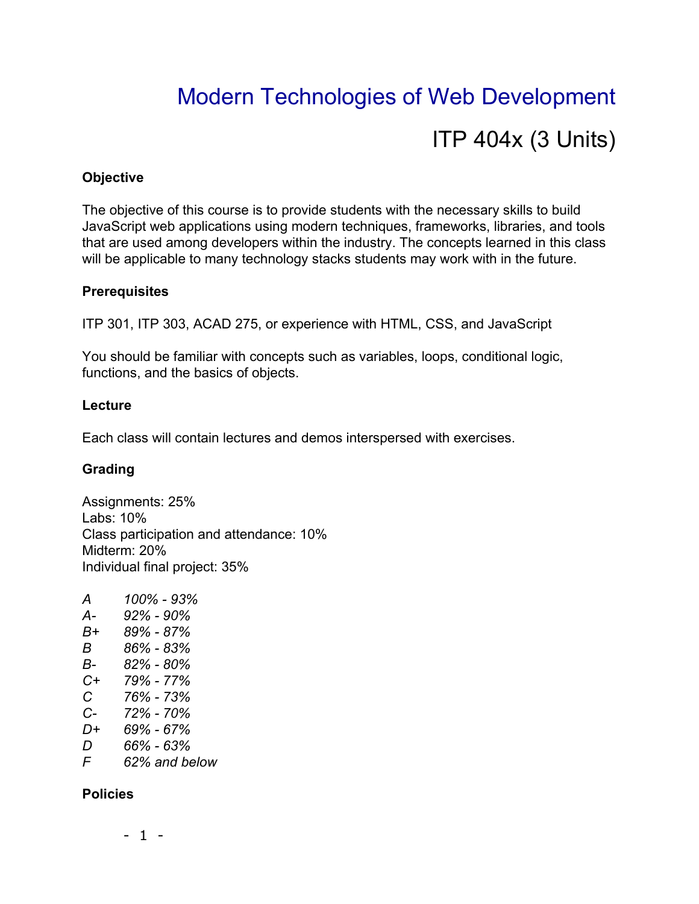# Modern Technologies of Web Development

## ITP 404x (3 Units)

### Objective

The objective of this course is to provide students with the necessary skills to build JavaScript web applications using modern techniques, frameworks, libraries, and tools that are used among developers within the industry. The concepts learned in this class will be applicable to many technology stacks students may work with in the future.

### Prerequisites

ITP 301, ITP 303, ACAD 275, or experience with HTML, CSS, and JavaScript

You should be familiar with concepts such as variables, loops, conditional logic, functions, and the basics of objects.

### Lecture

Each class will contain lectures and demos interspersed with exercises.

### Grading

Assignments: 25%
Labs: 10%
Class participation and attendance: 10%
Midterm: 20%
Individual final project: 35%

| | |
|---|---|
| *A* | *100% - 93%* |
| *A-* | *92% - 90%* |
| *B+* | *89% - 87%* |
| *B* | *86% - 83%* |
| *B-* | *82% - 80%* |
| *C+* | *79% - 77%* |
| *C* | *76% - 73%* |
| *C-* | *72% - 70%* |
| *D+* | *69% - 67%* |
| *D* | *66% - 63%* |
| *F* | *62% and below* |

### Policies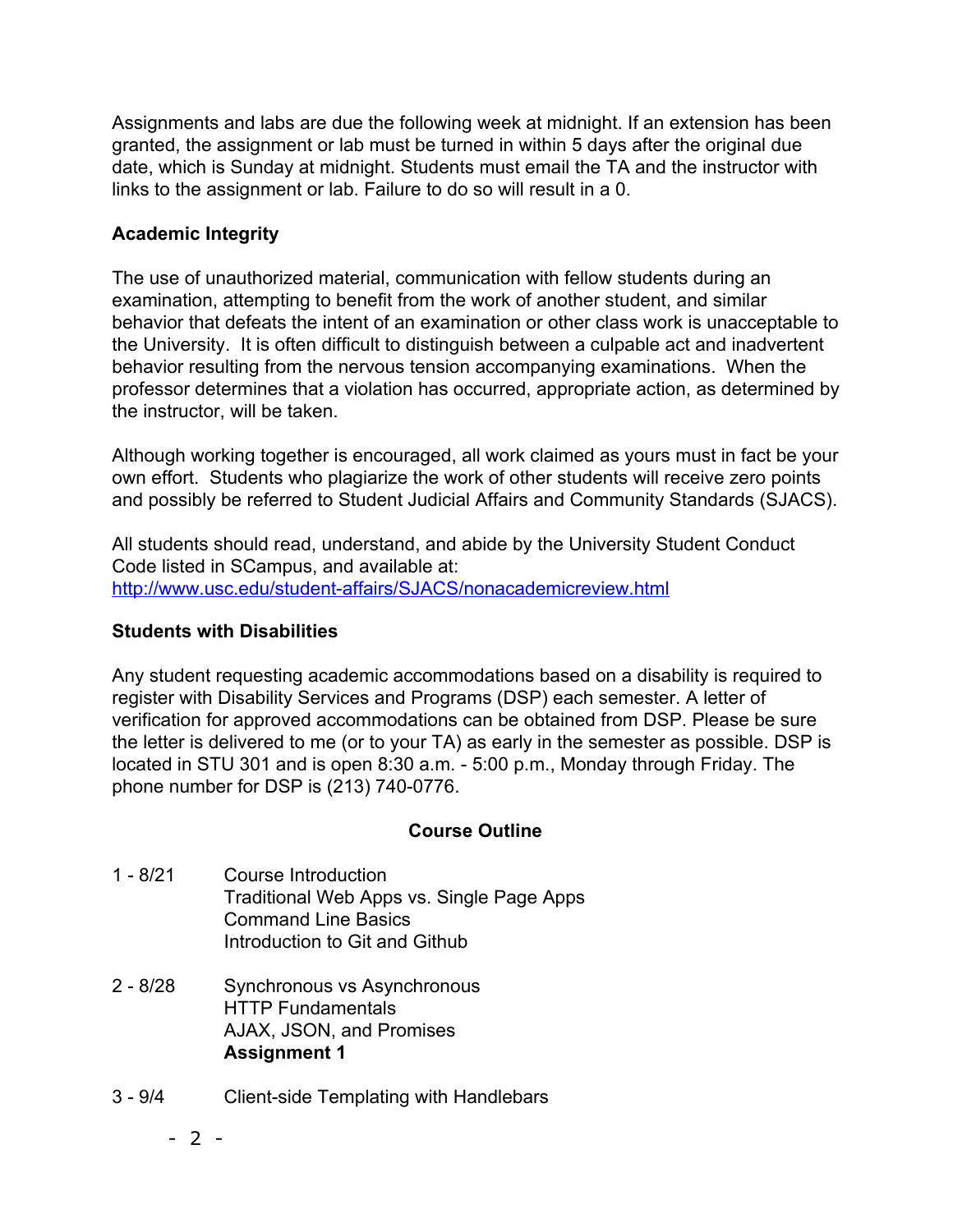Assignments and labs are due the following week at midnight. If an extension has been granted, the assignment or lab must be turned in within 5 days after the original due date, which is Sunday at midnight. Students must email the TA and the instructor with links to the assignment or lab. Failure to do so will result in a 0.

### Academic Integrity

The use of unauthorized material, communication with fellow students during an examination, attempting to benefit from the work of another student, and similar behavior that defeats the intent of an examination or other class work is unacceptable to the University. It is often difficult to distinguish between a culpable act and inadvertent behavior resulting from the nervous tension accompanying examinations. When the professor determines that a violation has occurred, appropriate action, as determined by the instructor, will be taken.

Although working together is encouraged, all work claimed as yours must in fact be your own effort. Students who plagiarize the work of other students will receive zero points and possibly be referred to Student Judicial Affairs and Community Standards (SJACS).

All students should read, understand, and abide by the University Student Conduct Code listed in SCampus, and available at:
[http://www.usc.edu/student-affairs/SJACS/nonacademicreview.html](http://www.usc.edu/student-affairs/SJACS/nonacademicreview.html)

### Students with Disabilities

Any student requesting academic accommodations based on a disability is required to register with Disability Services and Programs (DSP) each semester. A letter of verification for approved accommodations can be obtained from DSP. Please be sure the letter is delivered to me (or to your TA) as early in the semester as possible. DSP is located in STU 301 and is open 8:30 a.m. - 5:00 p.m., Monday through Friday. The phone number for DSP is (213) 740-0776.

## Course Outline

1 - 8/21
Course Introduction
Traditional Web Apps vs. Single Page Apps
Command Line Basics
Introduction to Git and Github

2 - 8/28
Synchronous vs Asynchronous
HTTP Fundamentals
AJAX, JSON, and Promises
**Assignment 1**

3 - 9/4
Client-side Templating with Handlebars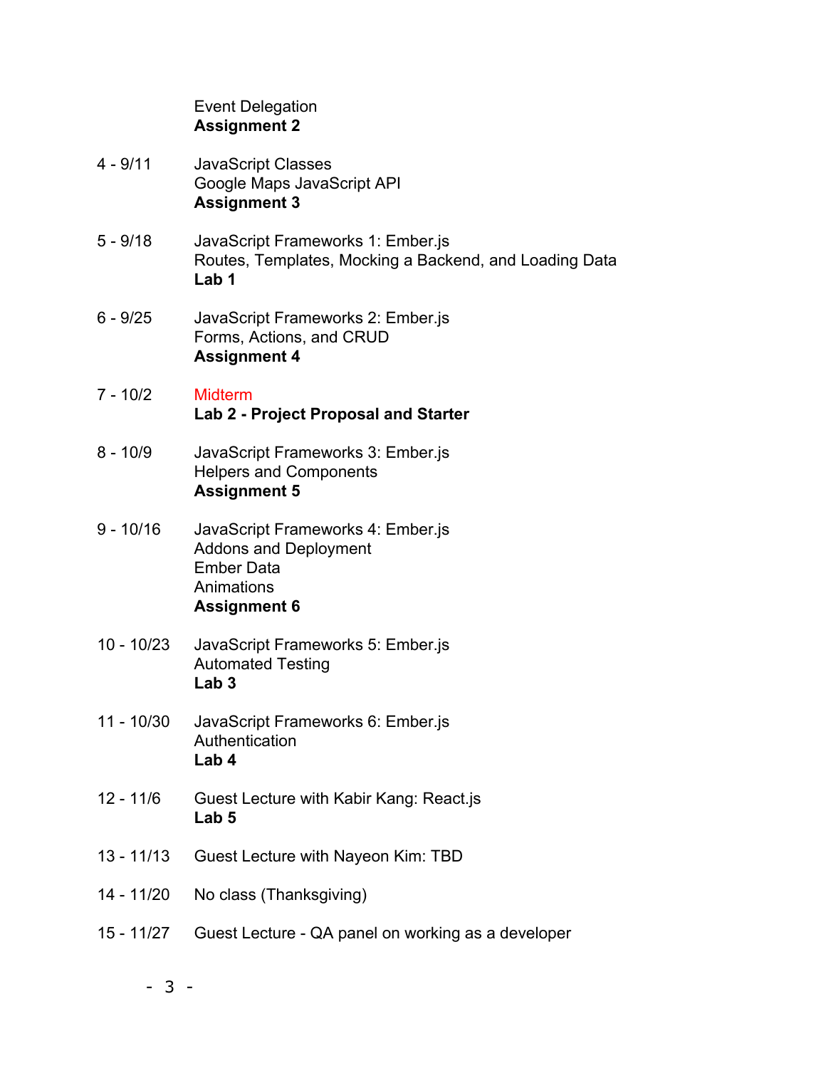Event Delegation
**Assignment 2**

4 - 9/11 JavaScript Classes
Google Maps JavaScript API
**Assignment 3**

5 - 9/18 JavaScript Frameworks 1: Ember.js
Routes, Templates, Mocking a Backend, and Loading Data
**Lab 1**

6 - 9/25 JavaScript Frameworks 2: Ember.js
Forms, Actions, and CRUD
**Assignment 4**

7 - 10/2 Midterm
**Lab 2 - Project Proposal and Starter**

8 - 10/9 JavaScript Frameworks 3: Ember.js
Helpers and Components
**Assignment 5**

9 - 10/16 JavaScript Frameworks 4: Ember.js
Addons and Deployment
Ember Data
Animations
**Assignment 6**

10 - 10/23 JavaScript Frameworks 5: Ember.js
Automated Testing
**Lab 3**

11 - 10/30 JavaScript Frameworks 6: Ember.js
Authentication
**Lab 4**

12 - 11/6 Guest Lecture with Kabir Kang: React.js
**Lab 5**

13 - 11/13 Guest Lecture with Nayeon Kim: TBD

14 - 11/20 No class (Thanksgiving)

15 - 11/27 Guest Lecture - QA panel on working as a developer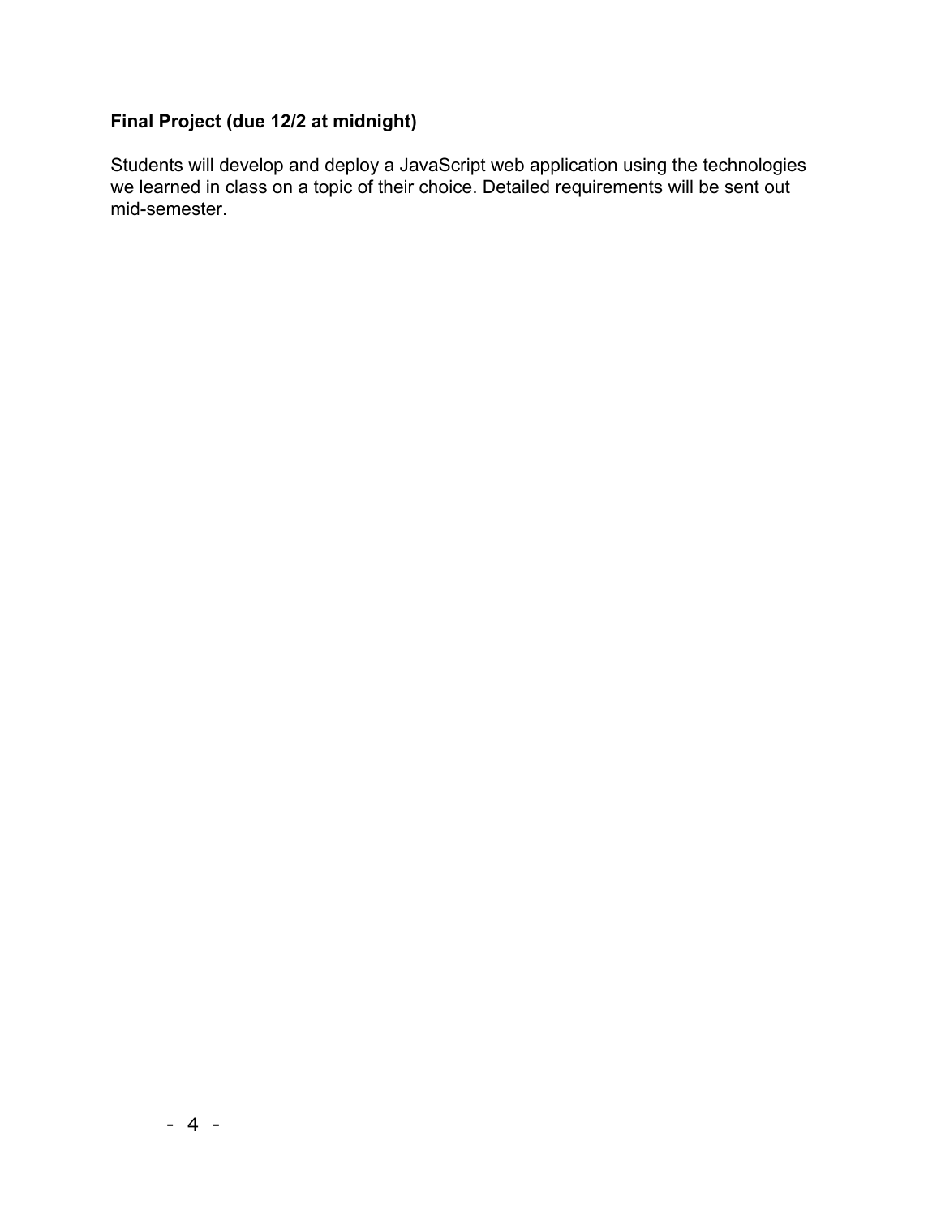**Final Project (due 12/2 at midnight)**

Students will develop and deploy a JavaScript web application using the technologies we learned in class on a topic of their choice. Detailed requirements will be sent out mid-semester.